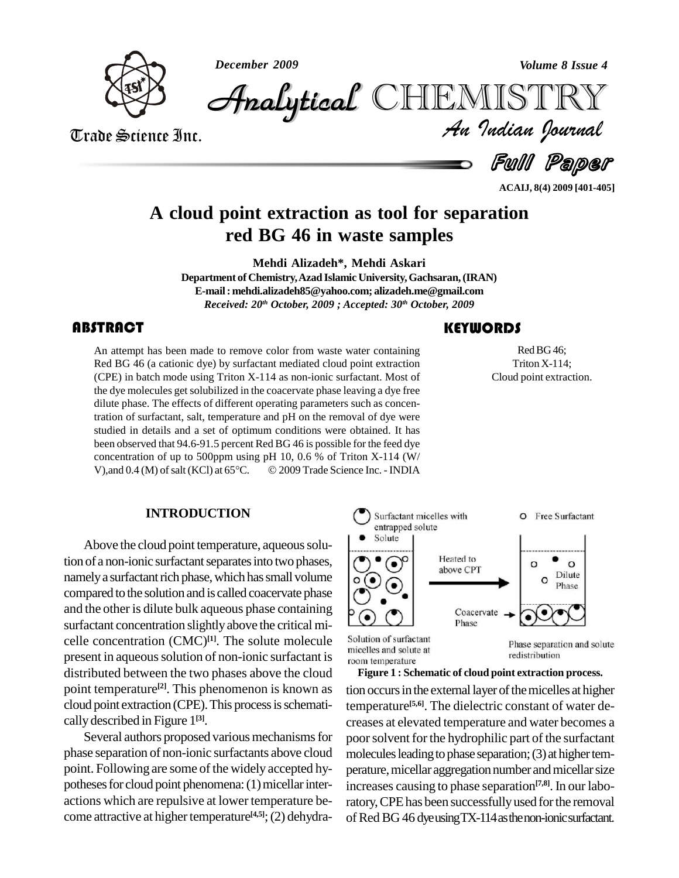# A cloud point extraction as tool for separation red BG 46 in waste samples

**Mehdi Alizadeh*, Mehdi Askari**

**Department of Chemistry, Azad Islamic University, Gachsaran, (IRAN)**

**E-mail : mehdi.alizadeh85@yahoo.com; alizadeh.me@gmail.com**

*Received: 20th October, 2009 ; Accepted: 30th October, 2009*

## ABSTRACT

An attempt has been made to remove color from waste water containing Red BG 46 (a cationic dye) by surfactant mediated cloud point extraction (CPE) in batch mode using Triton X-114 as non-ionic surfactant. Most of the dye molecules get solubilized in the coacervate phase leaving a dye free dilute phase. The effects of different operating parameters such as concentration of surfactant, salt, temperature and pH on the removal of dye were studied in details and a set of optimum conditions were obtained. It has been observed that 94.6-91.5 percent Red BG 46 is possible for the feed dye concentration of up to 500ppm using pH 10, 0.6 % of Triton X-114 (W/V),and 0.4 (M) of salt (KCl) at 65°C. © 2009 Trade Science Inc. - INDIA

## KEYWORDS

Red BG 46;
Triton X-114;
Cloud point extraction.

## INTRODUCTION

Above the cloud point temperature, aqueous solution of a non-ionic surfactant separates into two phases, namely a surfactant rich phase, which has small volume compared to the solution and is called coacervate phase and the other is dilute bulk aqueous phase containing surfactant concentration slightly above the critical micelle concentration (CMC)[1]. The solute molecule present in aqueous solution of non-ionic surfactant is distributed between the two phases above the cloud point temperature[2]. This phenomenon is known as cloud point extraction (CPE). This process is schematically described in Figure 1[3].

Surfactant micelles with entrapped solute
Solute
Free Surfactant
Heated to above CPT
Dilute Phase
Coacervate Phase
Solution of surfactant micelles and solute at room temperature
Phase separation and solute redistribution

**Figure 1 : Schematic of cloud point extraction process.**

Several authors proposed various mechanisms for phase separation of non-ionic surfactants above cloud point. Following are some of the widely accepted hypotheses for cloud point phenomena: (1) micellar interactions which are repulsive at lower temperature become attractive at higher temperature[4,5]; (2) dehydration occurs in the external layer of the micelles at higher temperature[5,6]. The dielectric constant of water decreases at elevated temperature and water becomes a poor solvent for the hydrophilic part of the surfactant molecules leading to phase separation; (3) at higher temperature, micellar aggregation number and micellar size increases causing to phase separation[7,8]. In our laboratory, CPE has been successfully used for the removal of Red BG 46 dye using TX-114 as the non-ionic surfactant.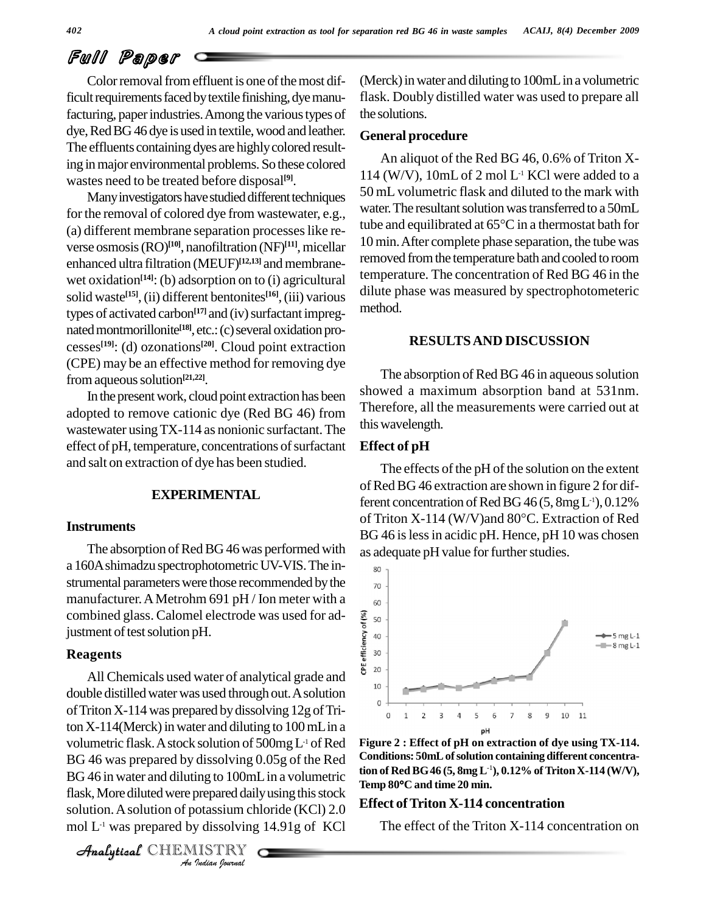## Full Paper

Color removal from effluent is one of the most difficult requirements faced by textile finishing, dye manufacturing, paper industries. Among the various types of dye, Red BG 46 dye is used in textile, wood and leather. The effluents containing dyes are highly colored resulting in major environmental problems. So these colored wastes need to be treated before disposal[9].

Many investigators have studied different techniques for the removal of colored dye from wastewater, e.g., (a) different membrane separation processes like reverse osmosis (RO)[10], nanofiltration (NF)[11], micellar enhanced ultra filtration (MEUF)[12,13] and membrane-wet oxidation[14]: (b) adsorption on to (i) agricultural solid waste[15], (ii) different bentonites[16], (iii) various types of activated carbon[17] and (iv) surfactant impregnated montmorillonite[18], etc.: (c) several oxidation processes[19]: (d) ozonations[20]. Cloud point extraction (CPE) may be an effective method for removing dye from aqueous solution[21,22].

In the present work, cloud point extraction has been adopted to remove cationic dye (Red BG 46) from wastewater using TX-114 as nonionic surfactant. The effect of pH, temperature, concentrations of surfactant and salt on extraction of dye has been studied.

## EXPERIMENTAL

### Instruments

The absorption of Red BG 46 was performed with a 160A shimadzu spectrophotometric UV-VIS. The instrumental parameters were those recommended by the manufacturer. A Metrohm 691 pH / Ion meter with a combined glass. Calomel electrode was used for adjustment of test solution pH.

### Reagents

All Chemicals used water of analytical grade and double distilled water was used through out. A solution of Triton X-114 was prepared by dissolving 12g of Triton X-114(Merck) in water and diluting to 100 mL in a volumetric flask. A stock solution of 500mg $L^{-1}$ of Red BG 46 was prepared by dissolving 0.05g of the Red BG 46 in water and diluting to 100mL in a volumetric flask, More diluted were prepared daily using this stock solution. A solution of potassium chloride (KCl) 2.0 mol $L^{-1}$ was prepared by dissolving 14.91g of KCl (Merck) in water and diluting to 100mL in a volumetric flask. Doubly distilled water was used to prepare all the solutions.

### General procedure

An aliquot of the Red BG 46, 0.6% of Triton X-114 (W/V), 10mL of 2 mol $L^{-1}$ KCl were added to a 50 mL volumetric flask and diluted to the mark with water. The resultant solution was transferred to a 50mL tube and equilibrated at 65°C in a thermostat bath for 10 min. After complete phase separation, the tube was removed from the temperature bath and cooled to room temperature. The concentration of Red BG 46 in the dilute phase was measured by spectrophotometeric method.

## RESULTS AND DISCUSSION

The absorption of Red BG 46 in aqueous solution showed a maximum absorption band at 531nm. Therefore, all the measurements were carried out at this wavelength.

### Effect of pH

The effects of the pH of the solution on the extent of Red BG 46 extraction are shown in figure 2 for different concentration of Red BG 46 (5, 8mg $L^{-1}$), 0.12% of Triton X-114 (W/V)and 80°C. Extraction of Red BG 46 is less in acidic pH. Hence, pH 10 was chosen as adequate pH value for further studies.

**Figure 2 : Effect of pH on extraction of dye using TX-114. Conditions: 50mL of solution containing different concentration of Red BG 46 (5, 8mg $L^{-1}$), 0.12% of Triton X-114 (W/V), Temp 80°C and time 20 min.**

### Effect of Triton X-114 concentration

The effect of the Triton X-114 concentration on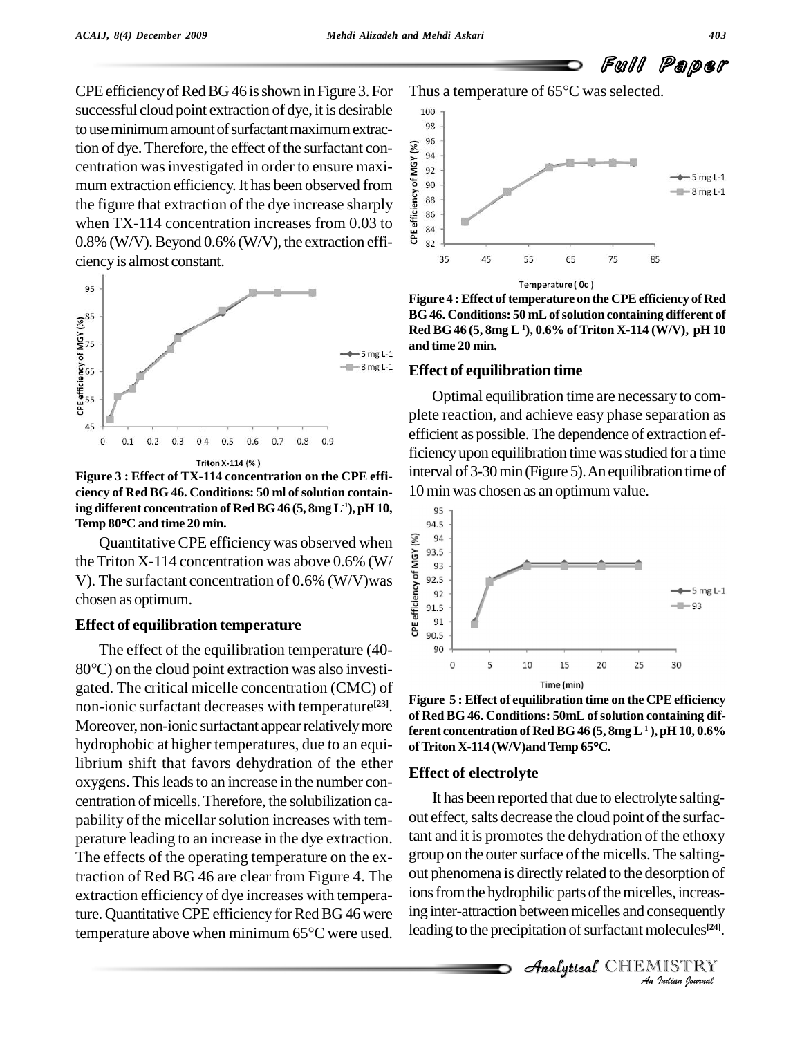CPE efficiency of Red BG 46 is shown in Figure 3. For successful cloud point extraction of dye, it is desirable to use minimum amount of surfactant maximum extraction of dye. Therefore, the effect of the surfactant concentration was investigated in order to ensure maximum extraction efficiency. It has been observed from the figure that extraction of the dye increase sharply when TX-114 concentration increases from 0.03 to 0.8% (W/V). Beyond 0.6% (W/V), the extraction efficiency is almost constant.

**Figure 3 : Effect of TX-114 concentration on the CPE efficiency of Red BG 46. Conditions: 50 ml of solution containing different concentration of Red BG 46 (5, 8mg $L^{-1}$), pH 10, Temp 80°C and time 20 min.**

Quantitative CPE efficiency was observed when the Triton X-114 concentration was above 0.6% (W/V). The surfactant concentration of 0.6% (W/V)was chosen as optimum.

### Effect of equilibration temperature

The effect of the equilibration temperature (40-80°C) on the cloud point extraction was also investigated. The critical micelle concentration (CMC) of non-ionic surfactant decreases with temperature[23]. Moreover, non-ionic surfactant appear relatively more hydrophobic at higher temperatures, due to an equilibrium shift that favors dehydration of the ether oxygens. This leads to an increase in the number concentration of micells. Therefore, the solubilization capability of the micellar solution increases with temperature leading to an increase in the dye extraction. The effects of the operating temperature on the extraction of Red BG 46 are clear from Figure 4. The extraction efficiency of dye increases with temperature. Quantitative CPE efficiency for Red BG 46 were temperature above when minimum 65°C were used. Thus a temperature of 65°C was selected.

**Figure 4 : Effect of temperature on the CPE efficiency of Red BG 46. Conditions: 50 mL of solution containing different of Red BG 46 (5, 8mg $L^{-1}$), 0.6% of Triton X-114 (W/V), pH 10 and time 20 min.**

### Effect of equilibration time

Optimal equilibration time are necessary to complete reaction, and achieve easy phase separation as efficient as possible. The dependence of extraction efficiency upon equilibration time was studied for a time interval of 3-30 min (Figure 5). An equilibration time of 10 min was chosen as an optimum value.

**Figure 5 : Effect of equilibration time on the CPE efficiency of Red BG 46. Conditions: 50mL of solution containing different concentration of Red BG 46 (5, 8mg $L^{-1}$), pH 10, 0.6% of Triton X-114 (W/V)and Temp 65°C.**

### Effect of electrolyte

It has been reported that due to electrolyte salting-out effect, salts decrease the cloud point of the surfactant and it is promotes the dehydration of the ethoxy group on the outer surface of the micells. The salting-out phenomena is directly related to the desorption of ions from the hydrophilic parts of the micelles, increasing inter-attraction between micelles and consequently leading to the precipitation of surfactant molecules[24].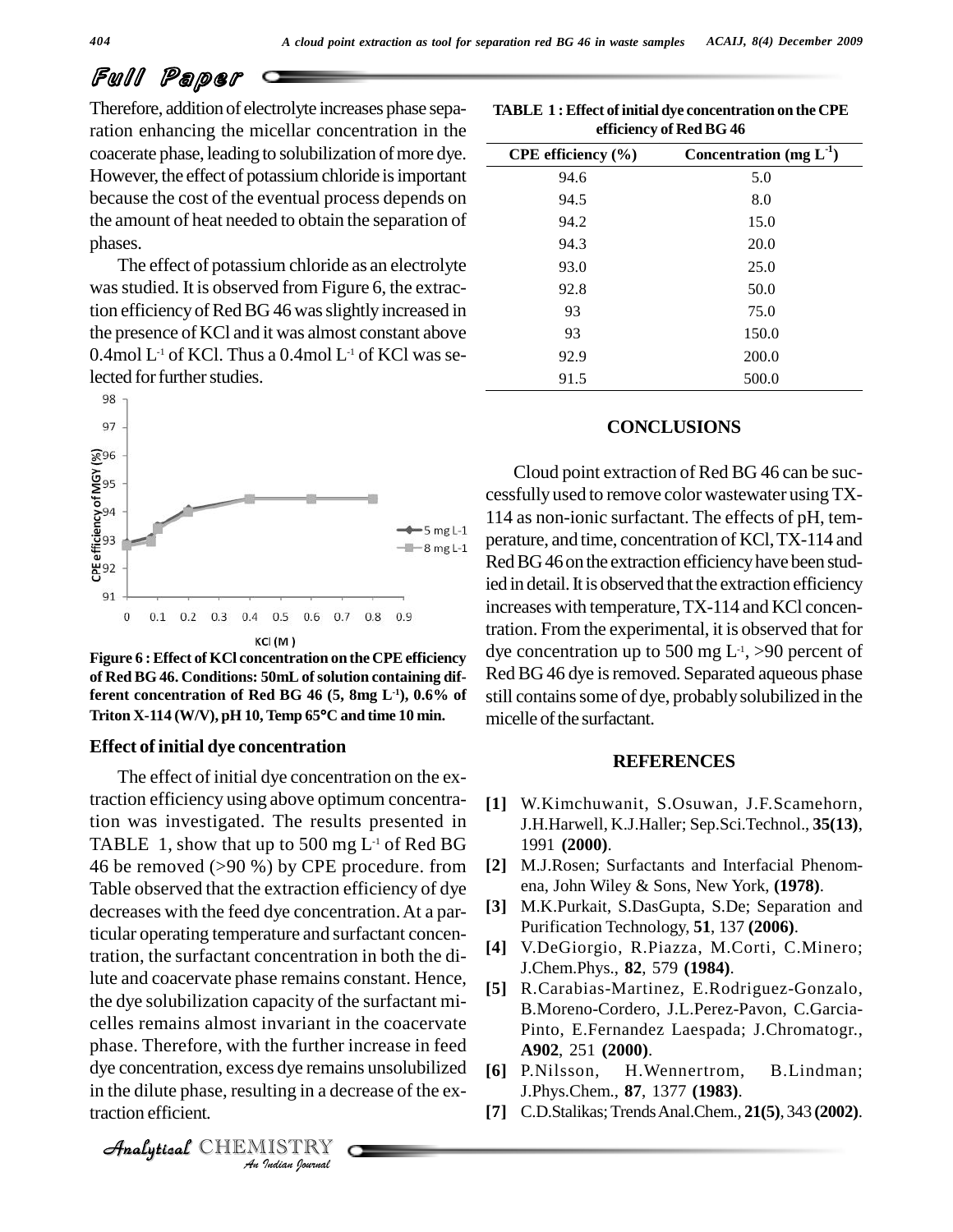Therefore, addition of electrolyte increases phase separation enhancing the micellar concentration in the coacerate phase, leading to solubilization of more dye. However, the effect of potassium chloride is important because the cost of the eventual process depends on the amount of heat needed to obtain the separation of phases.

The effect of potassium chloride as an electrolyte was studied. It is observed from Figure 6, the extraction efficiency of Red BG 46 was slightly increased in the presence of KCl and it was almost constant above 0.4mol $L^{-1}$ of KCl. Thus a 0.4mol $L^{-1}$ of KCl was selected for further studies.

**Figure 6 : Effect of KCl concentration on the CPE efficiency of Red BG 46. Conditions: 50mL of solution containing different concentration of Red BG 46 (5, 8mg $L^{-1}$), 0.6% of Triton X-114 (W/V), pH 10, Temp 65°C and time 10 min.**

### Effect of initial dye concentration

The effect of initial dye concentration on the extraction efficiency using above optimum concentration was investigated. The results presented in TABLE 1, show that up to 500 mg $L^{-1}$ of Red BG 46 be removed (>90 %) by CPE procedure. from Table observed that the extraction efficiency of dye decreases with the feed dye concentration. At a particular operating temperature and surfactant concentration, the surfactant concentration in both the dilute and coacervate phase remains constant. Hence, the dye solubilization capacity of the surfactant micelles remains almost invariant in the coacervate phase. Therefore, with the further increase in feed dye concentration, excess dye remains unsolubilized in the dilute phase, resulting in a decrease of the extraction efficient.

**TABLE 1 : Effect of initial dye concentration on the CPE efficiency of Red BG 46**

| CPE efficiency (%) | Concentration (mg $L^{-1}$) |
|---|---|
| 94.6 | 5.0 |
| 94.5 | 8.0 |
| 94.2 | 15.0 |
| 94.3 | 20.0 |
| 93.0 | 25.0 |
| 92.8 | 50.0 |
| 93 | 75.0 |
| 93 | 150.0 |
| 92.9 | 200.0 |
| 91.5 | 500.0 |

## CONCLUSIONS

Cloud point extraction of Red BG 46 can be successfully used to remove color wastewater using TX-114 as non-ionic surfactant. The effects of pH, temperature, and time, concentration of KCl, TX-114 and Red BG 46 on the extraction efficiency have been studied in detail. It is observed that the extraction efficiency increases with temperature, TX-114 and KCl concentration. From the experimental, it is observed that for dye concentration up to 500 mg $L^{-1}$, >90 percent of Red BG 46 dye is removed. Separated aqueous phase still contains some of dye, probably solubilized in the micelle of the surfactant.

## REFERENCES

[1] W.Kimchuwanit, S.Osuwan, J.F.Scamehorn, J.H.Harwell, K.J.Haller; Sep.Sci.Technol., **35(13)**, 1991 **(2000)**.

[2] M.J.Rosen; Surfactants and Interfacial Phenomena, John Wiley & Sons, New York, **(1978)**.

[3] M.K.Purkait, S.DasGupta, S.De; Separation and Purification Technology, **51**, 137 **(2006)**.

[4] V.DeGiorgio, R.Piazza, M.Corti, C.Minero; J.Chem.Phys., **82**, 579 **(1984)**.

[5] R.Carabias-Martinez, E.Rodriguez-Gonzalo, B.Moreno-Cordero, J.L.Perez-Pavon, C.Garcia-Pinto, E.Fernandez Laespada; J.Chromatogr., **A902**, 251 **(2000)**.

[6] P.Nilsson, H.Wennertrom, B.Lindman; J.Phys.Chem., **87**, 1377 **(1983)**.

[7] C.D.Stalikas; Trends Anal.Chem., **21(5)**, 343 **(2002)**.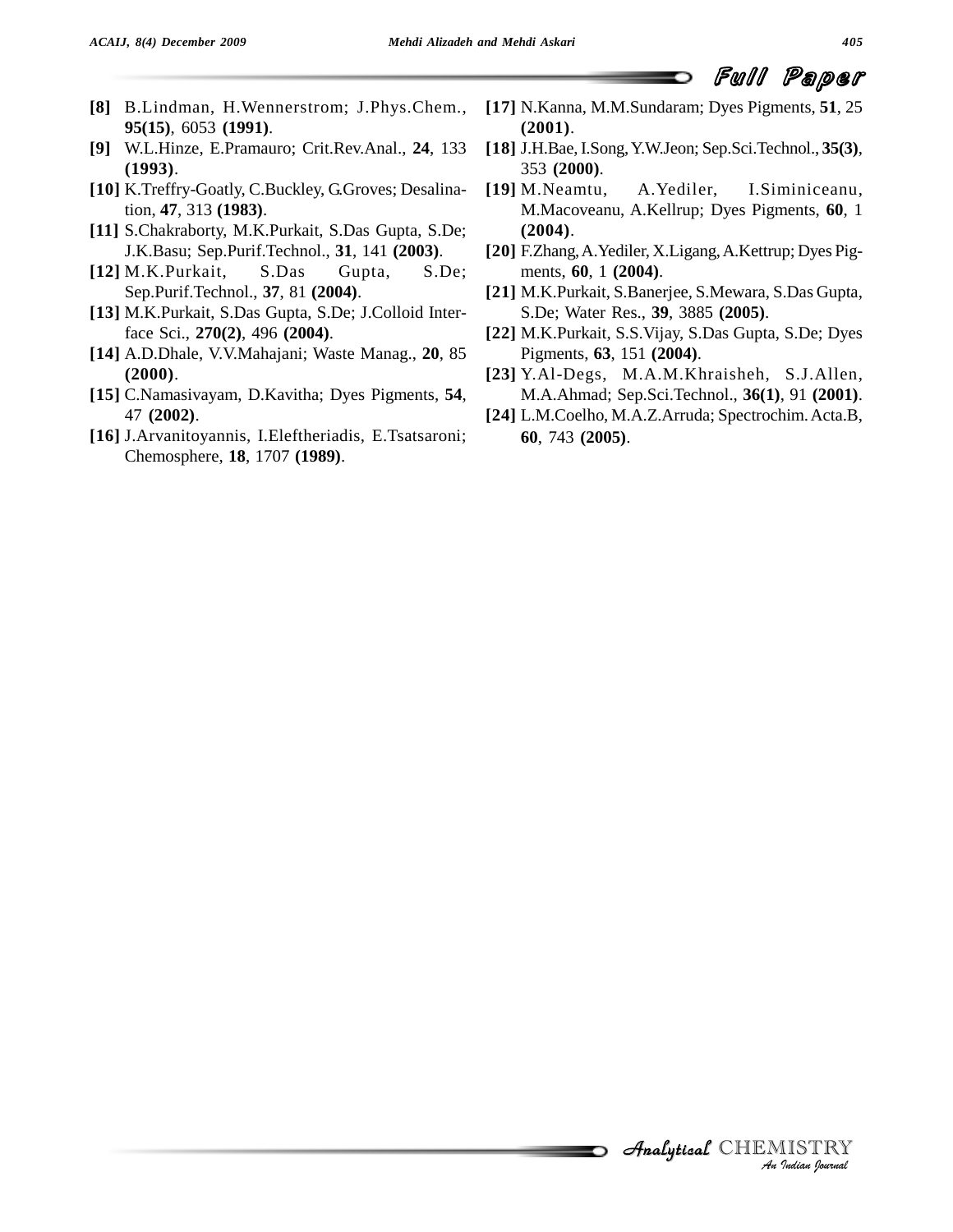**[8]** B.Lindman, H.Wennerstrom; J.Phys.Chem., **95(15)**, 6053 **(1991)**.

**[9]** W.L.Hinze, E.Pramauro; Crit.Rev.Anal., **24**, 133 **(1993)**.

**[10]** K.Treffry-Goatly, C.Buckley, G.Groves; Desalination, **47**, 313 **(1983)**.

**[11]** S.Chakraborty, M.K.Purkait, S.Das Gupta, S.De; J.K.Basu; Sep.Purif.Technol., **31**, 141 **(2003)**.

**[12]** M.K.Purkait, S.Das Gupta, S.De; Sep.Purif.Technol., **37**, 81 **(2004)**.

**[13]** M.K.Purkait, S.Das Gupta, S.De; J.Colloid Interface Sci., **270(2)**, 496 **(2004)**.

**[14]** A.D.Dhale, V.V.Mahajani; Waste Manag., **20**, 85 **(2000)**.

**[15]** C.Namasivayam, D.Kavitha; Dyes Pigments, **54**, 47 **(2002)**.

**[16]** J.Arvanitoyannis, I.Eleftheriadis, E.Tsatsaroni; Chemosphere, **18**, 1707 **(1989)**.

**[17]** N.Kanna, M.M.Sundaram; Dyes Pigments, **51**, 25 **(2001)**.

**[18]** J.H.Bae, I.Song, Y.W.Jeon; Sep.Sci.Technol., **35(3)**, 353 **(2000)**.

**[19]** M.Neamtu, A.Yediler, I.Siminiceanu, M.Macoveanu, A.Kellrup; Dyes Pigments, **60**, 1 **(2004)**.

**[20]** F.Zhang, A.Yediler, X.Ligang, A.Kettrup; Dyes Pigments, **60**, 1 **(2004)**.

**[21]** M.K.Purkait, S.Banerjee, S.Mewara, S.Das Gupta, S.De; Water Res., **39**, 3885 **(2005)**.

**[22]** M.K.Purkait, S.S.Vijay, S.Das Gupta, S.De; Dyes Pigments, **63**, 151 **(2004)**.

**[23]** Y.Al-Degs, M.A.M.Khraisheh, S.J.Allen, M.A.Ahmad; Sep.Sci.Technol., **36(1)**, 91 **(2001)**.

**[24]** L.M.Coelho, M.A.Z.Arruda; Spectrochim. Acta.B, **60**, 743 **(2005)**.